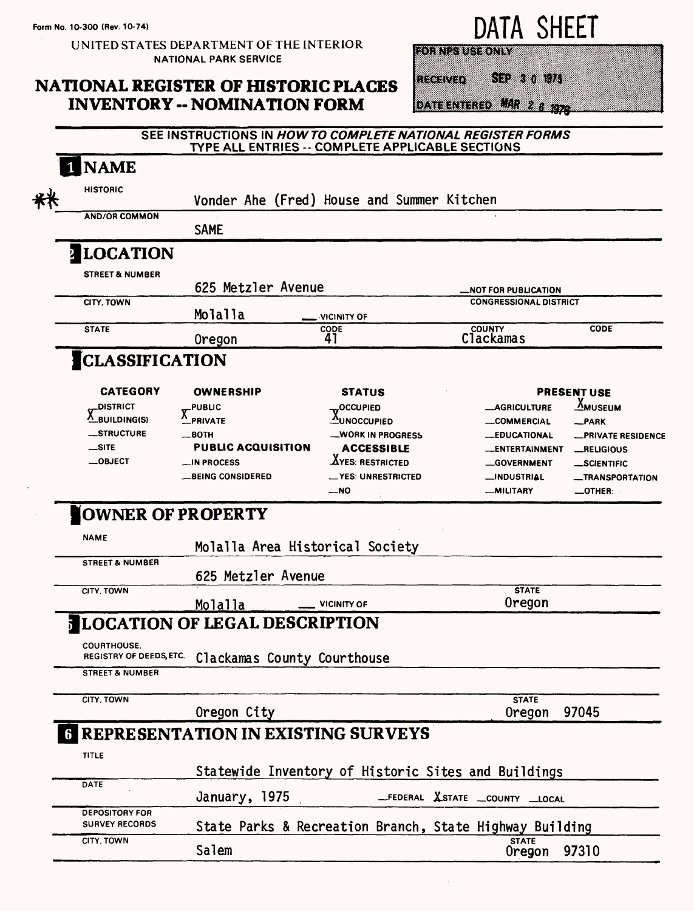Form No. 10-300 (Rev. 10-74)

UNITED STATES DEPARTMENT OF THE INTERIOR
NATIONAL PARK SERVICE

# NATIONAL REGISTER OF HISTORIC PLACES INVENTORY -- NOMINATION FORM

# DATA SHEET

FOR NPS USE ONLY

RECEIVED SEP 30 1975

DATE ENTERED MAR 26 1976

SEE INSTRUCTIONS IN *HOW TO COMPLETE NATIONAL REGISTER FORMS*
TYPE ALL ENTRIES -- COMPLETE APPLICABLE SECTIONS

## 1 NAME

**HISTORIC**
** Vonder Ahe (Fred) House and Summer Kitchen

**AND/OR COMMON**
SAME

## 2 LOCATION

**STREET & NUMBER**
625 Metzler Avenue
__NOT FOR PUBLICATION

**CITY, TOWN**
Molalla __ VICINITY OF

**CONGRESSIONAL DISTRICT**

**STATE** Oregon **CODE** 41 **COUNTY** Clackamas **CODE**

## 3 CLASSIFICATION

| CATEGORY | OWNERSHIP | STATUS | PRESENT USE | |
|---|---|---|---|---|
| __DISTRICT | __PUBLIC | __OCCUPIED | __AGRICULTURE | X MUSEUM |
| X BUILDING(S) | X PRIVATE | X UNOCCUPIED | __COMMERCIAL | __PARK |
| __STRUCTURE | __BOTH | __WORK IN PROGRESS | __EDUCATIONAL | __PRIVATE RESIDENCE |
| __SITE | **PUBLIC ACQUISITION** | **ACCESSIBLE** | __ENTERTAINMENT | __RELIGIOUS |
| __OBJECT | __IN PROCESS | X YES: RESTRICTED | __GOVERNMENT | __SCIENTIFIC |
| | __BEING CONSIDERED | __YES: UNRESTRICTED | __INDUSTRIAL | __TRANSPORTATION |
| | | __NO | __MILITARY | __OTHER: |

## 4 OWNER OF PROPERTY

**NAME**
Molalla Area Historical Society

**STREET & NUMBER**
625 Metzler Avenue

**CITY, TOWN**
Molalla __ VICINITY OF

**STATE**
Oregon

## 5 LOCATION OF LEGAL DESCRIPTION

**COURTHOUSE, REGISTRY OF DEEDS, ETC.**
Clackamas County Courthouse

**STREET & NUMBER**

**CITY, TOWN**
Oregon City

**STATE**
Oregon 97045

## 6 REPRESENTATION IN EXISTING SURVEYS

**TITLE**
Statewide Inventory of Historic Sites and Buildings

**DATE**
January, 1975 __FEDERAL X STATE __COUNTY __LOCAL

**DEPOSITORY FOR SURVEY RECORDS**
State Parks & Recreation Branch, State Highway Building

**CITY, TOWN**
Salem

**STATE**
Oregon 97310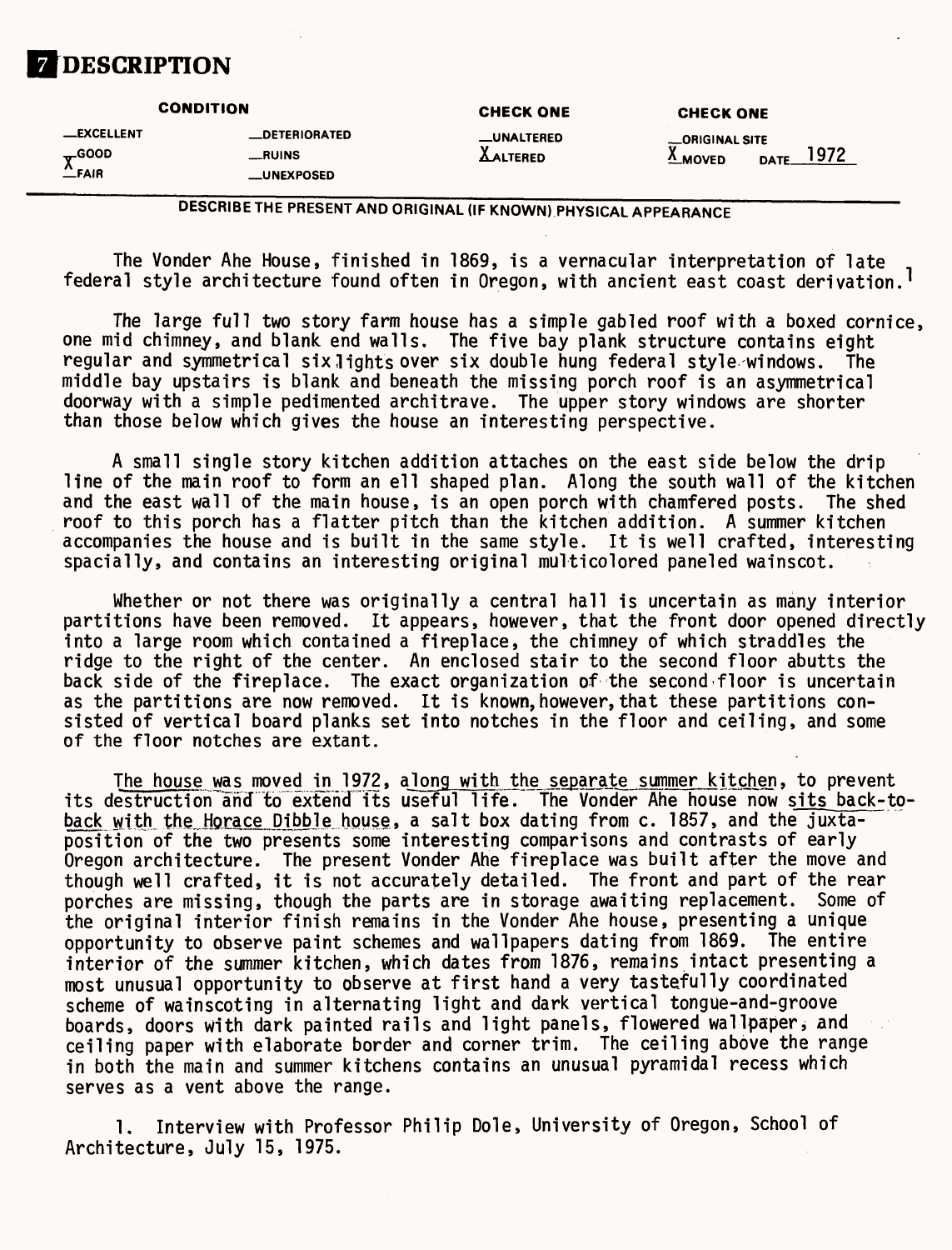# 7 DESCRIPTION

| CONDITION | | CHECK ONE | CHECK ONE |
|---|---|---|---|
| __EXCELLENT | __DETERIORATED | __UNALTERED | __ORIGINAL SITE |
| X GOOD | __RUINS | X ALTERED | X MOVED DATE 1972 |
| __FAIR | __UNEXPOSED | | |

**DESCRIBE THE PRESENT AND ORIGINAL (IF KNOWN) PHYSICAL APPEARANCE**

The Vonder Ahe House, finished in 1869, is a vernacular interpretation of late federal style architecture found often in Oregon, with ancient east coast derivation.[1]

The large full two story farm house has a simple gabled roof with a boxed cornice, one mid chimney, and blank end walls. The five bay plank structure contains eight regular and symmetrical six lights over six double hung federal style windows. The middle bay upstairs is blank and beneath the missing porch roof is an asymmetrical doorway with a simple pedimented architrave. The upper story windows are shorter than those below which gives the house an interesting perspective.

A small single story kitchen addition attaches on the east side below the drip line of the main roof to form an ell shaped plan. Along the south wall of the kitchen and the east wall of the main house, is an open porch with chamfered posts. The shed roof to this porch has a flatter pitch than the kitchen addition. A summer kitchen accompanies the house and is built in the same style. It is well crafted, interesting spacially, and contains an interesting original multicolored paneled wainscot.

Whether or not there was originally a central hall is uncertain as many interior partitions have been removed. It appears, however, that the front door opened directly into a large room which contained a fireplace, the chimney of which straddles the ridge to the right of the center. An enclosed stair to the second floor abutts the back side of the fireplace. The exact organization of the second floor is uncertain as the partitions are now removed. It is known, however, that these partitions consisted of vertical board planks set into notches in the floor and ceiling, and some of the floor notches are extant.

The house was moved in 1972, along with the separate summer kitchen, to prevent its destruction and to extend its useful life. The Vonder Ahe house now sits back-to-back with the Horace Dibble house, a salt box dating from c. 1857, and the juxtaposition of the two presents some interesting comparisons and contrasts of early Oregon architecture. The present Vonder Ahe fireplace was built after the move and though well crafted, it is not accurately detailed. The front and part of the rear porches are missing, though the parts are in storage awaiting replacement. Some of the original interior finish remains in the Vonder Ahe house, presenting a unique opportunity to observe paint schemes and wallpapers dating from 1869. The entire interior of the summer kitchen, which dates from 1876, remains intact presenting a most unusual opportunity to observe at first hand a very tastefully coordinated scheme of wainscoting in alternating light and dark vertical tongue-and-groove boards, doors with dark painted rails and light panels, flowered wallpaper, and ceiling paper with elaborate border and corner trim. The ceiling above the range in both the main and summer kitchens contains an unusual pyramidal recess which serves as a vent above the range.

1. Interview with Professor Philip Dole, University of Oregon, School of Architecture, July 15, 1975.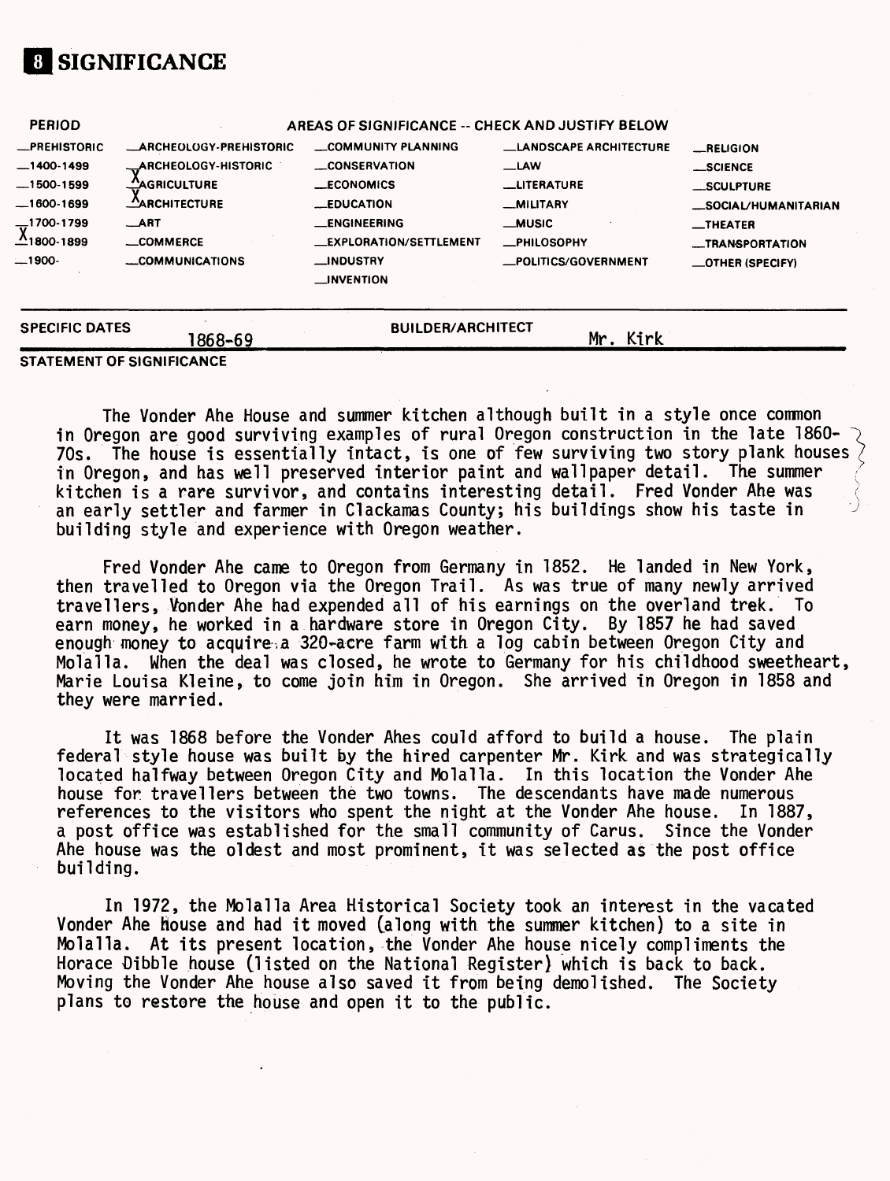# 8 SIGNIFICANCE

| PERIOD | AREAS OF SIGNIFICANCE -- CHECK AND JUSTIFY BELOW | | | |
|---|---|---|---|---|
| __PREHISTORIC | __ARCHEOLOGY-PREHISTORIC | __COMMUNITY PLANNING | __LANDSCAPE ARCHITECTURE | __RELIGION |
| __1400-1499 | __ARCHEOLOGY-HISTORIC | __CONSERVATION | __LAW | __SCIENCE |
| __1500-1599 | X AGRICULTURE | __ECONOMICS | __LITERATURE | __SCULPTURE |
| __1600-1699 | X ARCHITECTURE | __EDUCATION | __MILITARY | __SOCIAL/HUMANITARIAN |
| __1700-1799 | __ART | __ENGINEERING | __MUSIC | __THEATER |
| X 1800-1899 | __COMMERCE | __EXPLORATION/SETTLEMENT | __PHILOSOPHY | __TRANSPORTATION |
| __1900- | __COMMUNICATIONS | __INDUSTRY | __POLITICS/GOVERNMENT | __OTHER (SPECIFY) |
| | | __INVENTION | | |

SPECIFIC DATES 1868-69 BUILDER/ARCHITECT Mr. Kirk

**STATEMENT OF SIGNIFICANCE**

The Vonder Ahe House and summer kitchen although built in a style once common in Oregon are good surviving examples of rural Oregon construction in the late 1860-70s. The house is essentially intact, is one of few surviving two story plank houses in Oregon, and has well preserved interior paint and wallpaper detail. The summer kitchen is a rare survivor, and contains interesting detail. Fred Vonder Ahe was an early settler and farmer in Clackamas County; his buildings show his taste in building style and experience with Oregon weather.

Fred Vonder Ahe came to Oregon from Germany in 1852. He landed in New York, then travelled to Oregon via the Oregon Trail. As was true of many newly arrived travellers, Vonder Ahe had expended all of his earnings on the overland trek. To earn money, he worked in a hardware store in Oregon City. By 1857 he had saved enough money to acquire a 320-acre farm with a log cabin between Oregon City and Molalla. When the deal was closed, he wrote to Germany for his childhood sweetheart, Marie Louisa Kleine, to come join him in Oregon. She arrived in Oregon in 1858 and they were married.

It was 1868 before the Vonder Ahes could afford to build a house. The plain federal style house was built by the hired carpenter Mr. Kirk and was strategically located halfway between Oregon City and Molalla. In this location the Vonder Ahe house for travellers between the two towns. The descendants have made numerous references to the visitors who spent the night at the Vonder Ahe house. In 1887, a post office was established for the small community of Carus. Since the Vonder Ahe house was the oldest and most prominent, it was selected as the post office building.

In 1972, the Molalla Area Historical Society took an interest in the vacated Vonder Ahe house and had it moved (along with the summer kitchen) to a site in Molalla. At its present location, the Vonder Ahe house nicely compliments the Horace Dibble house (listed on the National Register) which is back to back. Moving the Vonder Ahe house also saved it from being demolished. The Society plans to restore the house and open it to the public.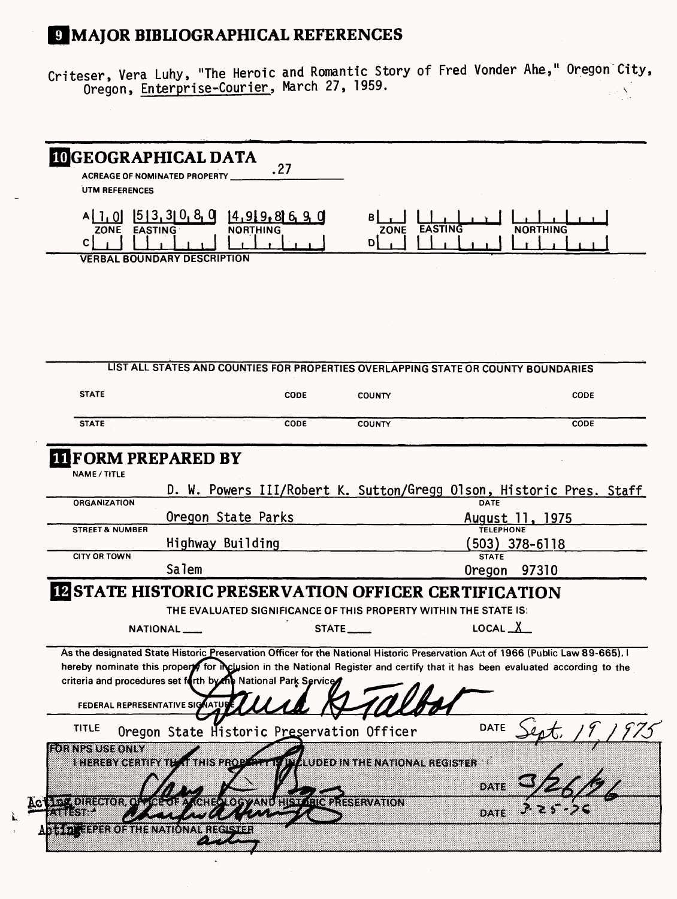## 9 MAJOR BIBLIOGRAPHICAL REFERENCES

Criteser, Vera Luhy, "The Heroic and Romantic Story of Fred Vonder Ahe," Oregon City, Oregon, Enterprise-Courier, March 27, 1959.

## 10 GEOGRAPHICAL DATA

ACREAGE OF NOMINATED PROPERTY .27

UTM REFERENCES

| | ZONE | EASTING | NORTHING | | ZONE | EASTING | NORTHING |
|---|---|---|---|---|---|---|---|
| A | 1 0 | 5 3 3 0 8 0 | 4 9 9 8 6 9 0 | B | | | |
| C | | | | D | | | |

VERBAL BOUNDARY DESCRIPTION

LIST ALL STATES AND COUNTIES FOR PROPERTIES OVERLAPPING STATE OR COUNTY BOUNDARIES

| STATE | CODE | COUNTY | CODE |
|---|---|---|---|
| STATE | CODE | COUNTY | CODE |

## 11 FORM PREPARED BY

NAME / TITLE: D. W. Powers III/Robert K. Sutton/Gregg Olson, Historic Pres. Staff

ORGANIZATION: Oregon State Parks

DATE: August 11, 1975

STREET & NUMBER: Highway Building

TELEPHONE: (503) 378-6118

CITY OR TOWN: Salem

STATE: Oregon 97310

## 12 STATE HISTORIC PRESERVATION OFFICER CERTIFICATION

THE EVALUATED SIGNIFICANCE OF THIS PROPERTY WITHIN THE STATE IS:

NATIONAL ___ STATE ___ LOCAL X

As the designated State Historic Preservation Officer for the National Historic Preservation Act of 1966 (Public Law 89-665), I hereby nominate this property for inclusion in the National Register and certify that it has been evaluated according to the criteria and procedures set forth by the National Park Service.

FEDERAL REPRESENTATIVE SIGNATURE: David G. Talbot

TITLE: Oregon State Historic Preservation Officer

DATE: Sept. 19, 1975

FOR NPS USE ONLY

I HEREBY CERTIFY THAT THIS PROPERTY IS INCLUDED IN THE NATIONAL REGISTER

DATE: 3/26/76

Acting DIRECTOR, OFFICE OF ARCHEOLOGY AND HISTORIC PRESERVATION

ATTEST:

DATE: 3-25-76

Acting KEEPER OF THE NATIONAL REGISTER